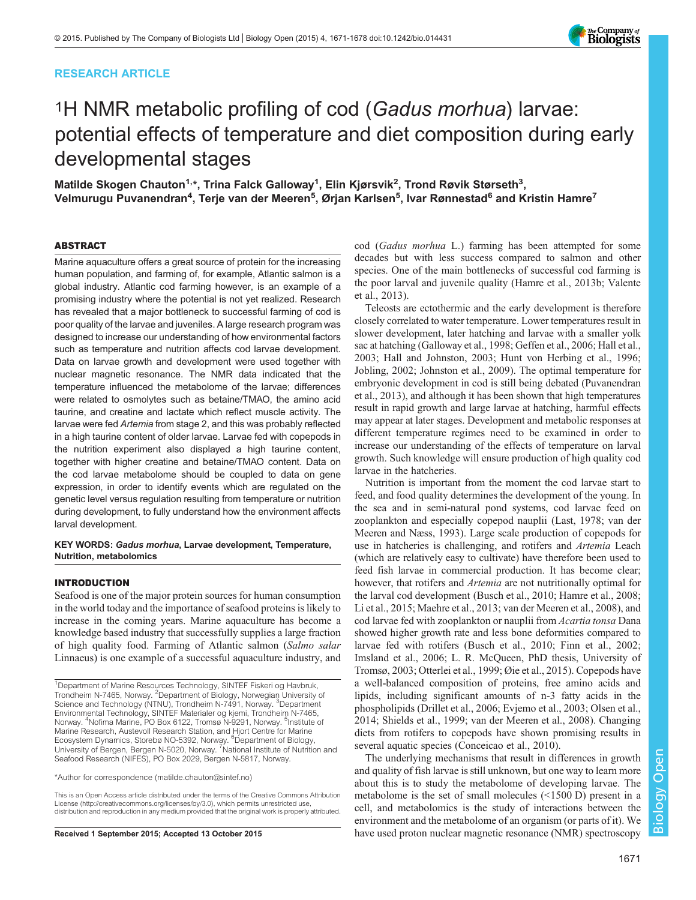RESEARCH ARTICLE

# $^1$H NMR metabolic profiling of cod (*Gadus morhua*) larvae: potential effects of temperature and diet composition during early developmental stages

**Matilde Skogen Chauton[1,*], Trina Falck Galloway[1], Elin Kjørsvik[2], Trond Røvik Størseth[3], Velmurugu Puvanendran[4], Terje van der Meeren[5], Ørjan Karlsen[5], Ivar Rønnestad[6] and Kristin Hamre[7]**

## ABSTRACT

Marine aquaculture offers a great source of protein for the increasing human population, and farming of, for example, Atlantic salmon is a global industry. Atlantic cod farming however, is an example of a promising industry where the potential is not yet realized. Research has revealed that a major bottleneck to successful farming of cod is poor quality of the larvae and juveniles. A large research program was designed to increase our understanding of how environmental factors such as temperature and nutrition affects cod larvae development. Data on larvae growth and development were used together with nuclear magnetic resonance. The NMR data indicated that the temperature influenced the metabolome of the larvae; differences were related to osmolytes such as betaine/TMAO, the amino acid taurine, and creatine and lactate which reflect muscle activity. The larvae were fed *Artemia* from stage 2, and this was probably reflected in a high taurine content of older larvae. Larvae fed with copepods in the nutrition experiment also displayed a high taurine content, together with higher creatine and betaine/TMAO content. Data on the cod larvae metabolome should be coupled to data on gene expression, in order to identify events which are regulated on the genetic level versus regulation resulting from temperature or nutrition during development, to fully understand how the environment affects larval development.

**KEY WORDS:** ***Gadus morhua*, Larvae development, Temperature, Nutrition, metabolomics**

## INTRODUCTION

Seafood is one of the major protein sources for human consumption in the world today and the importance of seafood proteins is likely to increase in the coming years. Marine aquaculture has become a knowledge based industry that successfully supplies a large fraction of high quality food. Farming of Atlantic salmon (*Salmo salar* Linnaeus) is one example of a successful aquaculture industry, and cod (*Gadus morhua* L.) farming has been attempted for some decades but with less success compared to salmon and other species. One of the main bottlenecks of successful cod farming is the poor larval and juvenile quality (Hamre et al., 2013b; Valente et al., 2013).

Teleosts are ectothermic and the early development is therefore closely correlated to water temperature. Lower temperatures result in slower development, later hatching and larvae with a smaller yolk sac at hatching (Galloway et al., 1998; Geffen et al., 2006; Hall et al., 2003; Hall and Johnston, 2003; Hunt von Herbing et al., 1996; Jobling, 2002; Johnston et al., 2009). The optimal temperature for embryonic development in cod is still being debated (Puvanendran et al., 2013), and although it has been shown that high temperatures result in rapid growth and large larvae at hatching, harmful effects may appear at later stages. Development and metabolic responses at different temperature regimes need to be examined in order to increase our understanding of the effects of temperature on larval growth. Such knowledge will ensure production of high quality cod larvae in the hatcheries.

Nutrition is important from the moment the cod larvae start to feed, and food quality determines the development of the young. In the sea and in semi-natural pond systems, cod larvae feed on zooplankton and especially copepod nauplii (Last, 1978; van der Meeren and Næss, 1993). Large scale production of copepods for use in hatcheries is challenging, and rotifers and *Artemia* Leach (which are relatively easy to cultivate) have therefore been used to feed fish larvae in commercial production. It has become clear; however, that rotifers and *Artemia* are not nutritionally optimal for the larval cod development (Busch et al., 2010; Hamre et al., 2008; Li et al., 2015; Maehre et al., 2013; van der Meeren et al., 2008), and cod larvae fed with zooplankton or nauplii from *Acartia tonsa* Dana showed higher growth rate and less bone deformities compared to larvae fed with rotifers (Busch et al., 2010; Finn et al., 2002; Imsland et al., 2006; L. R. McQueen, PhD thesis, University of Tromsø, 2003; Otterlei et al., 1999; Øie et al., 2015). Copepods have a well-balanced composition of proteins, free amino acids and lipids, including significant amounts of n-3 fatty acids in the phospholipids (Drillet et al., 2006; Evjemo et al., 2003; Olsen et al., 2014; Shields et al., 1999; van der Meeren et al., 2008). Changing diets from rotifers to copepods have shown promising results in several aquatic species (Conceicao et al., 2010).

The underlying mechanisms that result in differences in growth and quality of fish larvae is still unknown, but one way to learn more about this is to study the metabolome of developing larvae. The metabolome is the set of small molecules (<1500 D) present in a cell, and metabolomics is the study of interactions between the environment and the metabolome of an organism (or parts of it). We have used proton nuclear magnetic resonance (NMR) spectroscopy

[1]Department of Marine Resources Technology, SINTEF Fiskeri og Havbruk, Trondheim N-7465, Norway. [2]Department of Biology, Norwegian University of Science and Technology (NTNU), Trondheim N-7491, Norway. [3]Department Environmental Technology, SINTEF Materialer og kjemi, Trondheim N-7465, Norway. [4]Nofima Marine, PO Box 6122, Tromsø N-9291, Norway. [5]Institute of Marine Research, Austevoll Research Station, and Hjort Centre for Marine Ecosystem Dynamics, Storebø NO-5392, Norway. [6]Department of Biology, University of Bergen, Bergen N-5020, Norway. [7]National Institute of Nutrition and Seafood Research (NIFES), PO Box 2029, Bergen N-5817, Norway.

*Author for correspondence (matilde.chauton@sintef.no)

This is an Open Access article distributed under the terms of the Creative Commons Attribution License (http://creativecommons.org/licenses/by/3.0), which permits unrestricted use, distribution and reproduction in any medium provided that the original work is properly attributed.

Received 1 September 2015; Accepted 13 October 2015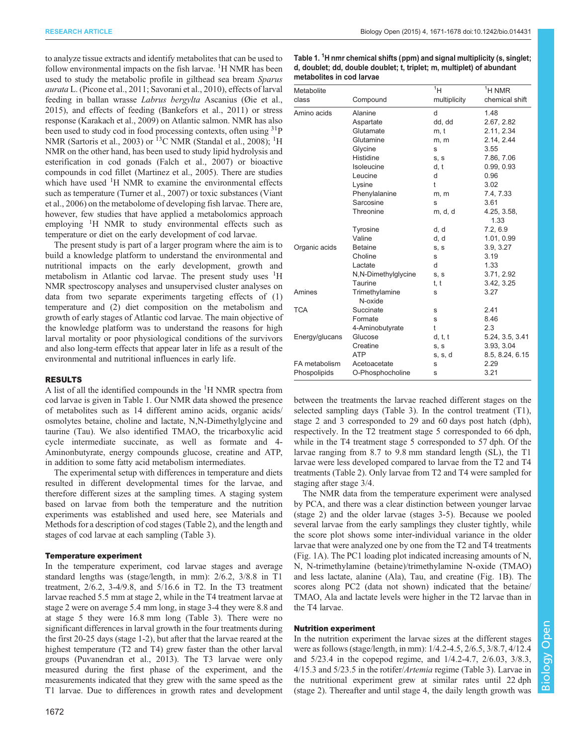to analyze tissue extracts and identify metabolites that can be used to follow environmental impacts on the fish larvae. $^1$H NMR has been used to study the metabolic profile in gilthead sea bream *Sparus aurata* L. (Picone et al., 2011; Savorani et al., 2010), effects of larval feeding in ballan wrasse *Labrus bergylta* Ascanius (Øie et al., 2015), and effects of feeding (Bankefors et al., 2011) or stress response (Karakach et al., 2009) on Atlantic salmon. NMR has also been used to study cod in food processing contexts, often using $^{31}$P NMR (Sartoris et al., 2003) or $^{13}$C NMR (Standal et al., 2008); $^1$H NMR on the other hand, has been used to study lipid hydrolysis and esterification in cod gonads (Falch et al., 2007) or bioactive compounds in cod fillet (Martinez et al., 2005). There are studies which have used $^1$H NMR to examine the environmental effects such as temperature (Turner et al., 2007) or toxic substances (Viant et al., 2006) on the metabolome of developing fish larvae. There are, however, few studies that have applied a metabolomics approach employing $^1$H NMR to study environmental effects such as temperature or diet on the early development of cod larvae.

The present study is part of a larger program where the aim is to build a knowledge platform to understand the environmental and nutritional impacts on the early development, growth and metabolism in Atlantic cod larvae. The present study uses $^1$H NMR spectroscopy analyses and unsupervised cluster analyses on data from two separate experiments targeting effects of (1) temperature and (2) diet composition on the metabolism and growth of early stages of Atlantic cod larvae. The main objective of the knowledge platform was to understand the reasons for high larval mortality or poor physiological conditions of the survivors and also long-term effects that appear later in life as a result of the environmental and nutritional influences in early life.

## RESULTS

A list of all the identified compounds in the $^1$H NMR spectra from cod larvae is given in Table 1. Our NMR data showed the presence of metabolites such as 14 different amino acids, organic acids/osmolytes betaine, choline and lactate, N,N-Dimethylglycine and taurine (Tau). We also identified TMAO, the tricarboxylic acid cycle intermediate succinate, as well as formate and 4-Aminonbutyrate, energy compounds glucose, creatine and ATP, in addition to some fatty acid metabolism intermediates.

The experimental setup with differences in temperature and diets resulted in different developmental times for the larvae, and therefore different sizes at the sampling times. A staging system based on larvae from both the temperature and the nutrition experiments was established and used here, see Materials and Methods for a description of cod stages (Table 2), and the length and stages of cod larvae at each sampling (Table 3).

### Temperature experiment

In the temperature experiment, cod larvae stages and average standard lengths was (stage/length, in mm): 2/6.2, 3/8.8 in T1 treatment, 2/6.2, 3-4/9.8, and 5/16.6 in T2. In the T3 treatment larvae reached 5.5 mm at stage 2, while in the T4 treatment larvae at stage 2 were on average 5.4 mm long, in stage 3-4 they were 8.8 and at stage 5 they were 16.8 mm long (Table 3). There were no significant differences in larval growth in the four treatments during the first 20-25 days (stage 1-2), but after that the larvae reared at the highest temperature (T2 and T4) grew faster than the other larval groups (Puvanendran et al., 2013). The T3 larvae were only measured during the first phase of the experiment, and the measurements indicated that they grew with the same speed as the T1 larvae. Due to differences in growth rates and development between the treatments the larvae reached different stages on the selected sampling days (Table 3). In the control treatment (T1), stage 2 and 3 corresponded to 29 and 60 days post hatch (dph), respectively. In the T2 treatment stage 5 corresponded to 66 dph, while in the T4 treatment stage 5 corresponded to 57 dph. Of the larvae ranging from 8.7 to 9.8 mm standard length (SL), the T1 larvae were less developed compared to larvae from the T2 and T4 treatments (Table 2). Only larvae from T2 and T4 were sampled for staging after stage 3/4.

The NMR data from the temperature experiment were analysed by PCA, and there was a clear distinction between younger larvae (stage 2) and the older larvae (stages 3-5). Because we pooled several larvae from the early samplings they cluster tightly, while the score plot shows some inter-individual variance in the older larvae that were analyzed one by one from the T2 and T4 treatments (Fig. 1A). The PC1 loading plot indicated increasing amounts of N, N, N-trimethylamine (betaine)/trimethylamine N-oxide (TMAO) and less lactate, alanine (Ala), Tau, and creatine (Fig. 1B). The scores along PC2 (data not shown) indicated that the betaine/TMAO, Ala and lactate levels were higher in the T2 larvae than in the T4 larvae.

### Nutrition experiment

In the nutrition experiment the larvae sizes at the different stages were as follows (stage/length, in mm): 1/4.2-4.5, 2/6.5, 3/8.7, 4/12.4 and 5/23.4 in the copepod regime, and 1/4.2-4.7, 2/6.03, 3/8.3, 4/15.3 and 5/23.5 in the rotifer/*Artemia* regime (Table 3). Larvae in the nutritional experiment grew at similar rates until 22 dph (stage 2). Thereafter and until stage 4, the daily length growth was

**Table 1. $^1$H nmr chemical shifts (ppm) and signal multiplicity (s, singlet; d, doublet; dd, double doublet; t, triplet; m, multiplet) of abundant metabolites in cod larvae**

| Metabolite class | Compound | $^1$H multiplicity | $^1$H NMR chemical shift |
|---|---|---|---|
| Amino acids | Alanine | d | 1.48 |
| | Aspartate | dd, dd | 2.67, 2.82 |
| | Glutamate | m, t | 2.11, 2.34 |
| | Glutamine | m, m | 2.14, 2.44 |
| | Glycine | s | 3.55 |
| | Histidine | s, s | 7.86, 7.06 |
| | Isoleucine | d, t | 0.99, 0.93 |
| | Leucine | d | 0.96 |
| | Lysine | t | 3.02 |
| | Phenylalanine | m, m | 7.4, 7.33 |
| | Sarcosine | s | 3.61 |
| | Threonine | m, d, d | 4.25, 3.58, 1.33 |
| | Tyrosine | d, d | 7.2, 6.9 |
| | Valine | d, d | 1.01, 0.99 |
| Organic acids | Betaine | s, s | 3.9, 3.27 |
| | Choline | s | 3.19 |
| | Lactate | d | 1.33 |
| | N,N-Dimethylglycine | s, s | 3.71, 2.92 |
| | Taurine | t, t | 3.42, 3.25 |
| Amines | Trimethylamine N-oxide | s | 3.27 |
| TCA | Succinate | s | 2.41 |
| | Formate | s | 8.46 |
| | 4-Aminobutyrate | t | 2.3 |
| Energy/glucans | Glucose | d, t, t | 5.24, 3.5, 3.41 |
| | Creatine | s, s | 3.93, 3.04 |
| | ATP | s, s, d | 8.5, 8.24, 6.15 |
| FA metabolism | Acetoacetate | s | 2.29 |
| Phospolipids | O-Phosphocholine | s | 3.21 |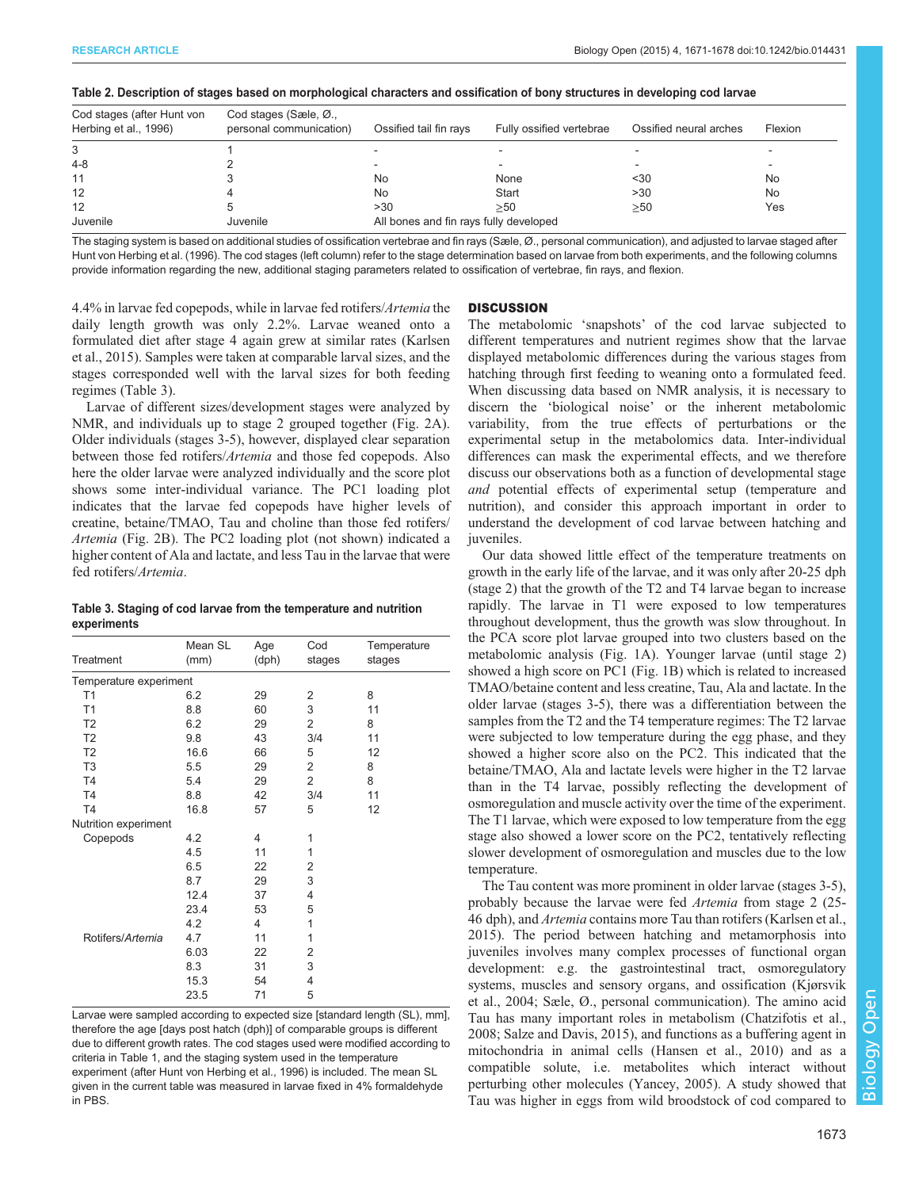**Table 2. Description of stages based on morphological characters and ossification of bony structures in developing cod larvae**

| Cod stages (after Hunt von Herbing et al., 1996) | Cod stages (Sæle, Ø., personal communication) | Ossified tail fin rays | Fully ossified vertebrae | Ossified neural arches | Flexion |
|---|---|---|---|---|---|
| 3 | 1 | - | - | - | - |
| 4-8 | 2 | - | - | - | - |
| 11 | 3 | No | None | <30 | No |
| 12 | 4 | No | Start | >30 | No |
| 12 | 5 | >30 | ≥50 | ≥50 | Yes |
| Juvenile | Juvenile | All bones and fin rays fully developed | | | |

The staging system is based on additional studies of ossification vertebrae and fin rays (Sæle, Ø., personal communication), and adjusted to larvae staged after Hunt von Herbing et al. (1996). The cod stages (left column) refer to the stage determination based on larvae from both experiments, and the following columns provide information regarding the new, additional staging parameters related to ossification of vertebrae, fin rays, and flexion.

4.4% in larvae fed copepods, while in larvae fed rotifers/*Artemia* the daily length growth was only 2.2%. Larvae weaned onto a formulated diet after stage 4 again grew at similar rates (Karlsen et al., 2015). Samples were taken at comparable larval sizes, and the stages corresponded well with the larval sizes for both feeding regimes (Table 3).

Larvae of different sizes/development stages were analyzed by NMR, and individuals up to stage 2 grouped together (Fig. 2A). Older individuals (stages 3-5), however, displayed clear separation between those fed rotifers/*Artemia* and those fed copepods. Also here the older larvae were analyzed individually and the score plot shows some inter-individual variance. The PC1 loading plot indicates that the larvae fed copepods have higher levels of creatine, betaine/TMAO, Tau and choline than those fed rotifers/*Artemia* (Fig. 2B). The PC2 loading plot (not shown) indicated a higher content of Ala and lactate, and less Tau in the larvae that were fed rotifers/*Artemia*.

**Table 3. Staging of cod larvae from the temperature and nutrition experiments**

| Treatment | Mean SL (mm) | Age (dph) | Cod stages | Temperature stages |
|---|---|---|---|---|
| Temperature experiment | | | | |
| T1 | 6.2 | 29 | 2 | 8 |
| T1 | 8.8 | 60 | 3 | 11 |
| T2 | 6.2 | 29 | 2 | 8 |
| T2 | 9.8 | 43 | 3/4 | 11 |
| T2 | 16.6 | 66 | 5 | 12 |
| T3 | 5.5 | 29 | 2 | 8 |
| T4 | 5.4 | 29 | 2 | 8 |
| T4 | 8.8 | 42 | 3/4 | 11 |
| T4 | 16.8 | 57 | 5 | 12 |
| Nutrition experiment | | | | |
| Copepods | 4.2 | 4 | 1 | |
| | 4.5 | 11 | 1 | |
| | 6.5 | 22 | 2 | |
| | 8.7 | 29 | 3 | |
| | 12.4 | 37 | 4 | |
| | 23.4 | 53 | 5 | |
| | 4.2 | 4 | 1 | |
| Rotifers/*Artemia* | 4.7 | 11 | 1 | |
| | 6.03 | 22 | 2 | |
| | 8.3 | 31 | 3 | |
| | 15.3 | 54 | 4 | |
| | 23.5 | 71 | 5 | |

Larvae were sampled according to expected size [standard length (SL), mm], therefore the age [days post hatch (dph)] of comparable groups is different due to different growth rates. The cod stages used were modified according to criteria in Table 1, and the staging system used in the temperature experiment (after Hunt von Herbing et al., 1996) is included. The mean SL given in the current table was measured in larvae fixed in 4% formaldehyde in PBS.

## DISCUSSION

The metabolomic 'snapshots' of the cod larvae subjected to different temperatures and nutrient regimes show that the larvae displayed metabolomic differences during the various stages from hatching through first feeding to weaning onto a formulated feed. When discussing data based on NMR analysis, it is necessary to discern the 'biological noise' or the inherent metabolomic variability, from the true effects of perturbations or the experimental setup in the metabolomics data. Inter-individual differences can mask the experimental effects, and we therefore discuss our observations both as a function of developmental stage *and* potential effects of experimental setup (temperature and nutrition), and consider this approach important in order to understand the development of cod larvae between hatching and juveniles.

Our data showed little effect of the temperature treatments on growth in the early life of the larvae, and it was only after 20-25 dph (stage 2) that the growth of the T2 and T4 larvae began to increase rapidly. The larvae in T1 were exposed to low temperatures throughout development, thus the growth was slow throughout. In the PCA score plot larvae grouped into two clusters based on the metabolomic analysis (Fig. 1A). Younger larvae (until stage 2) showed a high score on PC1 (Fig. 1B) which is related to increased TMAO/betaine content and less creatine, Tau, Ala and lactate. In the older larvae (stages 3-5), there was a differentiation between the samples from the T2 and the T4 temperature regimes: The T2 larvae were subjected to low temperature during the egg phase, and they showed a higher score also on the PC2. This indicated that the betaine/TMAO, Ala and lactate levels were higher in the T2 larvae than in the T4 larvae, possibly reflecting the development of osmoregulation and muscle activity over the time of the experiment. The T1 larvae, which were exposed to low temperature from the egg stage also showed a lower score on the PC2, tentatively reflecting slower development of osmoregulation and muscles due to the low temperature.

The Tau content was more prominent in older larvae (stages 3-5), probably because the larvae were fed *Artemia* from stage 2 (25-46 dph), and *Artemia* contains more Tau than rotifers (Karlsen et al., 2015). The period between hatching and metamorphosis into juveniles involves many complex processes of functional organ development: e.g. the gastrointestinal tract, osmoregulatory systems, muscles and sensory organs, and ossification (Kjørsvik et al., 2004; Sæle, Ø., personal communication). The amino acid Tau has many important roles in metabolism (Chatzifotis et al., 2008; Salze and Davis, 2015), and functions as a buffering agent in mitochondria in animal cells (Hansen et al., 2010) and as a compatible solute, i.e. metabolites which interact without perturbing other molecules (Yancey, 2005). A study showed that Tau was higher in eggs from wild broodstock of cod compared to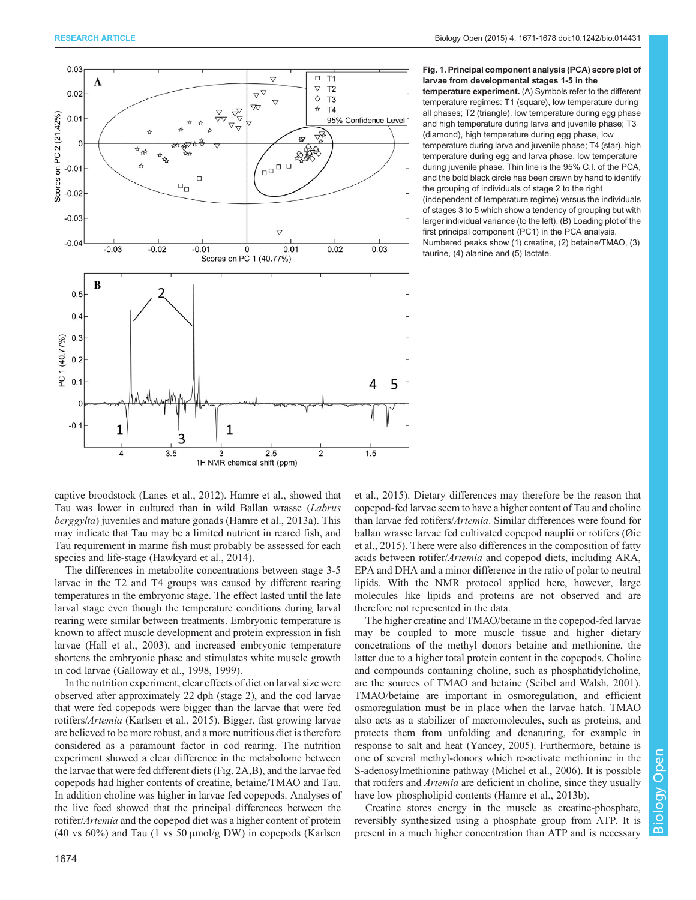**Fig. 1. Principal component analysis (PCA) score plot of larvae from developmental stages 1-5 in the temperature experiment.** (A) Symbols refer to the different temperature regimes: T1 (square), low temperature during all phases; T2 (triangle), low temperature during egg phase and high temperature during larva and juvenile phase; T3 (diamond), high temperature during egg phase, low temperature during larva and juvenile phase; T4 (star), high temperature during egg and larva phase, low temperature during juvenile phase. Thin line is the 95% C.I. of the PCA, and the bold black circle has been drawn by hand to identify the grouping of individuals of stage 2 to the right (independent of temperature regime) versus the individuals of stages 3 to 5 which show a tendency of grouping but with larger individual variance (to the left). (B) Loading plot of the first principal component (PC1) in the PCA analysis. Numbered peaks show (1) creatine, (2) betaine/TMAO, (3) taurine, (4) alanine and (5) lactate.

captive broodstock (Lanes et al., 2012). Hamre et al., showed that Tau was lower in cultured than in wild Ballan wrasse (*Labrus berggylta*) juveniles and mature gonads (Hamre et al., 2013a). This may indicate that Tau may be a limited nutrient in reared fish, and Tau requirement in marine fish must probably be assessed for each species and life-stage (Hawkyard et al., 2014).

The differences in metabolite concentrations between stage 3-5 larvae in the T2 and T4 groups was caused by different rearing temperatures in the embryonic stage. The effect lasted until the late larval stage even though the temperature conditions during larval rearing were similar between treatments. Embryonic temperature is known to affect muscle development and protein expression in fish larvae (Hall et al., 2003), and increased embryonic temperature shortens the embryonic phase and stimulates white muscle growth in cod larvae (Galloway et al., 1998, 1999).

In the nutrition experiment, clear effects of diet on larval size were observed after approximately 22 dph (stage 2), and the cod larvae that were fed copepods were bigger than the larvae that were fed rotifers/*Artemia* (Karlsen et al., 2015). Bigger, fast growing larvae are believed to be more robust, and a more nutritious diet is therefore considered as a paramount factor in cod rearing. The nutrition experiment showed a clear difference in the metabolome between the larvae that were fed different diets (Fig. 2A,B), and the larvae fed copepods had higher contents of creatine, betaine/TMAO and Tau. In addition choline was higher in larvae fed copepods. Analyses of the live feed showed that the principal differences between the rotifer/*Artemia* and the copepod diet was a higher content of protein (40 vs 60%) and Tau (1 vs 50 µmol/g DW) in copepods (Karlsen et al., 2015). Dietary differences may therefore be the reason that copepod-fed larvae seem to have a higher content of Tau and choline than larvae fed rotifers/*Artemia*. Similar differences were found for ballan wrasse larvae fed cultivated copepod nauplii or rotifers (Øie et al., 2015). There were also differences in the composition of fatty acids between rotifer/*Artemia* and copepod diets, including ARA, EPA and DHA and a minor difference in the ratio of polar to neutral lipids. With the NMR protocol applied here, however, large molecules like lipids and proteins are not observed and are therefore not represented in the data.

The higher creatine and TMAO/betaine in the copepod-fed larvae may be coupled to more muscle tissue and higher dietary concetrations of the methyl donors betaine and methionine, the latter due to a higher total protein content in the copepods. Choline and compounds containing choline, such as phosphatidylcholine, are the sources of TMAO and betaine (Seibel and Walsh, 2001). TMAO/betaine are important in osmoregulation, and efficient osmoregulation must be in place when the larvae hatch. TMAO also acts as a stabilizer of macromolecules, such as proteins, and protects them from unfolding and denaturing, for example in response to salt and heat (Yancey, 2005). Furthermore, betaine is one of several methyl-donors which re-activate methionine in the S-adenosylmethionine pathway (Michel et al., 2006). It is possible that rotifers and *Artemia* are deficient in choline, since they usually have low phospholipid contents (Hamre et al., 2013b).

Creatine stores energy in the muscle as creatine-phosphate, reversibly synthesized using a phosphate group from ATP. It is present in a much higher concentration than ATP and is necessary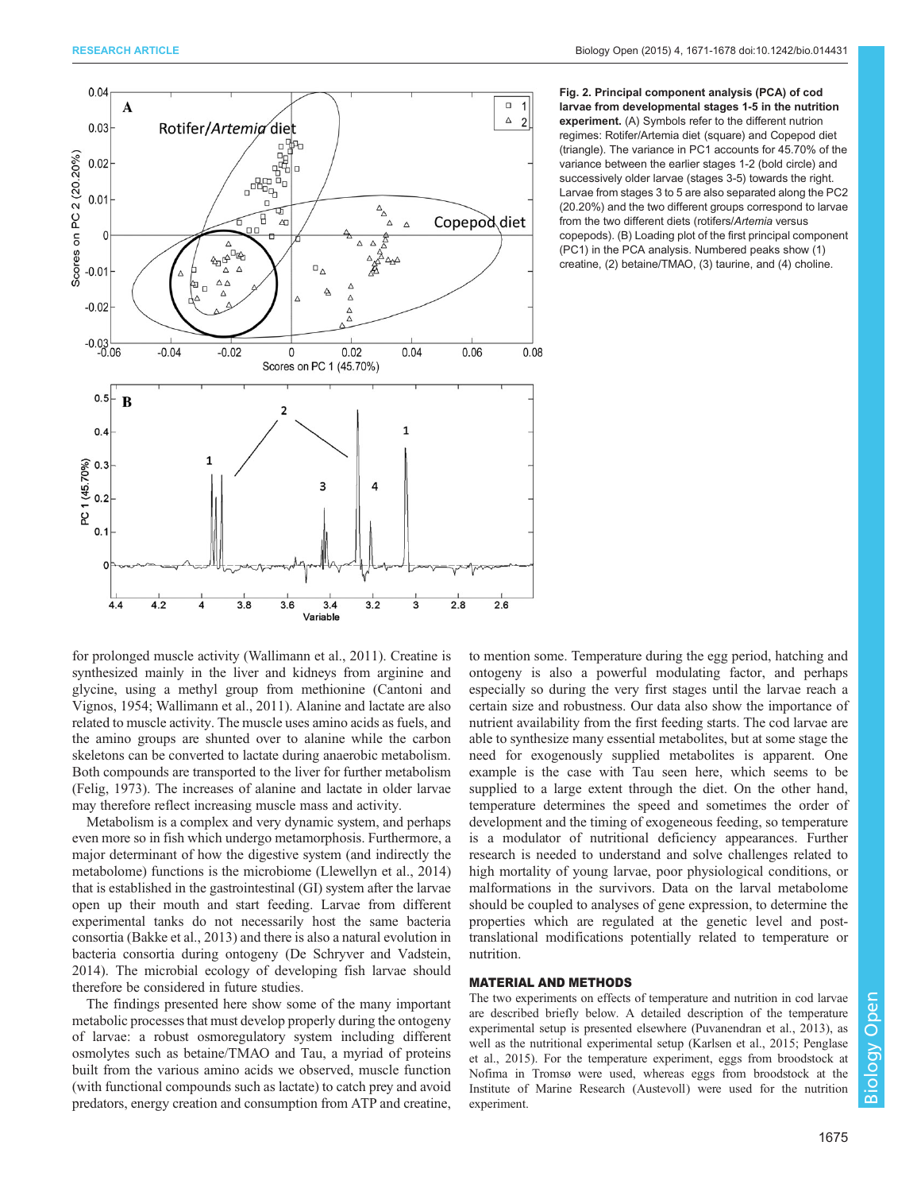A

Rotifer/*Artemia* diet

Copepod diet

□ 1
△ 2

Scores on PC 2 (20.20%)

Scores on PC 1 (45.70%)

0.04
0.03
0.02
0.01
0
-0.01
-0.02
-0.03

-0.06 -0.04 -0.02 0 0.02 0.04 0.06 0.08

B

PC 1 (45.70%)

Variable

0.5
0.4
0.3
0.2
0.1
0

4.4 4.2 4 3.8 3.6 3.4 3.2 3 2.8 2.6

1 2 3 4 1

**Fig. 2. Principal component analysis (PCA) of cod larvae from developmental stages 1-5 in the nutrition experiment.** (A) Symbols refer to the different nutrion regimes: Rotifer/Artemia diet (square) and Copepod diet (triangle). The variance in PC1 accounts for 45.70% of the variance between the earlier stages 1-2 (bold circle) and successively older larvae (stages 3-5) towards the right. Larvae from stages 3 to 5 are also separated along the PC2 (20.20%) and the two different groups correspond to larvae from the two different diets (rotifers/*Artemia* versus copepods). (B) Loading plot of the first principal component (PC1) in the PCA analysis. Numbered peaks show (1) creatine, (2) betaine/TMAO, (3) taurine, and (4) choline.

for prolonged muscle activity (Wallimann et al., 2011). Creatine is synthesized mainly in the liver and kidneys from arginine and glycine, using a methyl group from methionine (Cantoni and Vignos, 1954; Wallimann et al., 2011). Alanine and lactate are also related to muscle activity. The muscle uses amino acids as fuels, and the amino groups are shunted over to alanine while the carbon skeletons can be converted to lactate during anaerobic metabolism. Both compounds are transported to the liver for further metabolism (Felig, 1973). The increases of alanine and lactate in older larvae may therefore reflect increasing muscle mass and activity.

Metabolism is a complex and very dynamic system, and perhaps even more so in fish which undergo metamorphosis. Furthermore, a major determinant of how the digestive system (and indirectly the metabolome) functions is the microbiome (Llewellyn et al., 2014) that is established in the gastrointestinal (GI) system after the larvae open up their mouth and start feeding. Larvae from different experimental tanks do not necessarily host the same bacteria consortia (Bakke et al., 2013) and there is also a natural evolution in bacteria consortia during ontogeny (De Schryver and Vadstein, 2014). The microbial ecology of developing fish larvae should therefore be considered in future studies.

The findings presented here show some of the many important metabolic processes that must develop properly during the ontogeny of larvae: a robust osmoregulatory system including different osmolytes such as betaine/TMAO and Tau, a myriad of proteins built from the various amino acids we observed, muscle function (with functional compounds such as lactate) to catch prey and avoid predators, energy creation and consumption from ATP and creatine, to mention some. Temperature during the egg period, hatching and ontogeny is also a powerful modulating factor, and perhaps especially so during the very first stages until the larvae reach a certain size and robustness. Our data also show the importance of nutrient availability from the first feeding starts. The cod larvae are able to synthesize many essential metabolites, but at some stage the need for exogenously supplied metabolites is apparent. One example is the case with Tau seen here, which seems to be supplied to a large extent through the diet. On the other hand, temperature determines the speed and sometimes the order of development and the timing of exogeneous feeding, so temperature is a modulator of nutritional deficiency appearances. Further research is needed to understand and solve challenges related to high mortality of young larvae, poor physiological conditions, or malformations in the survivors. Data on the larval metabolome should be coupled to analyses of gene expression, to determine the properties which are regulated at the genetic level and post-translational modifications potentially related to temperature or nutrition.

## MATERIAL AND METHODS

The two experiments on effects of temperature and nutrition in cod larvae are described briefly below. A detailed description of the temperature experimental setup is presented elsewhere (Puvanendran et al., 2013), as well as the nutritional experimental setup (Karlsen et al., 2015; Penglase et al., 2015). For the temperature experiment, eggs from broodstock at Nofima in Tromsø were used, whereas eggs from broodstock at the Institute of Marine Research (Austevoll) were used for the nutrition experiment.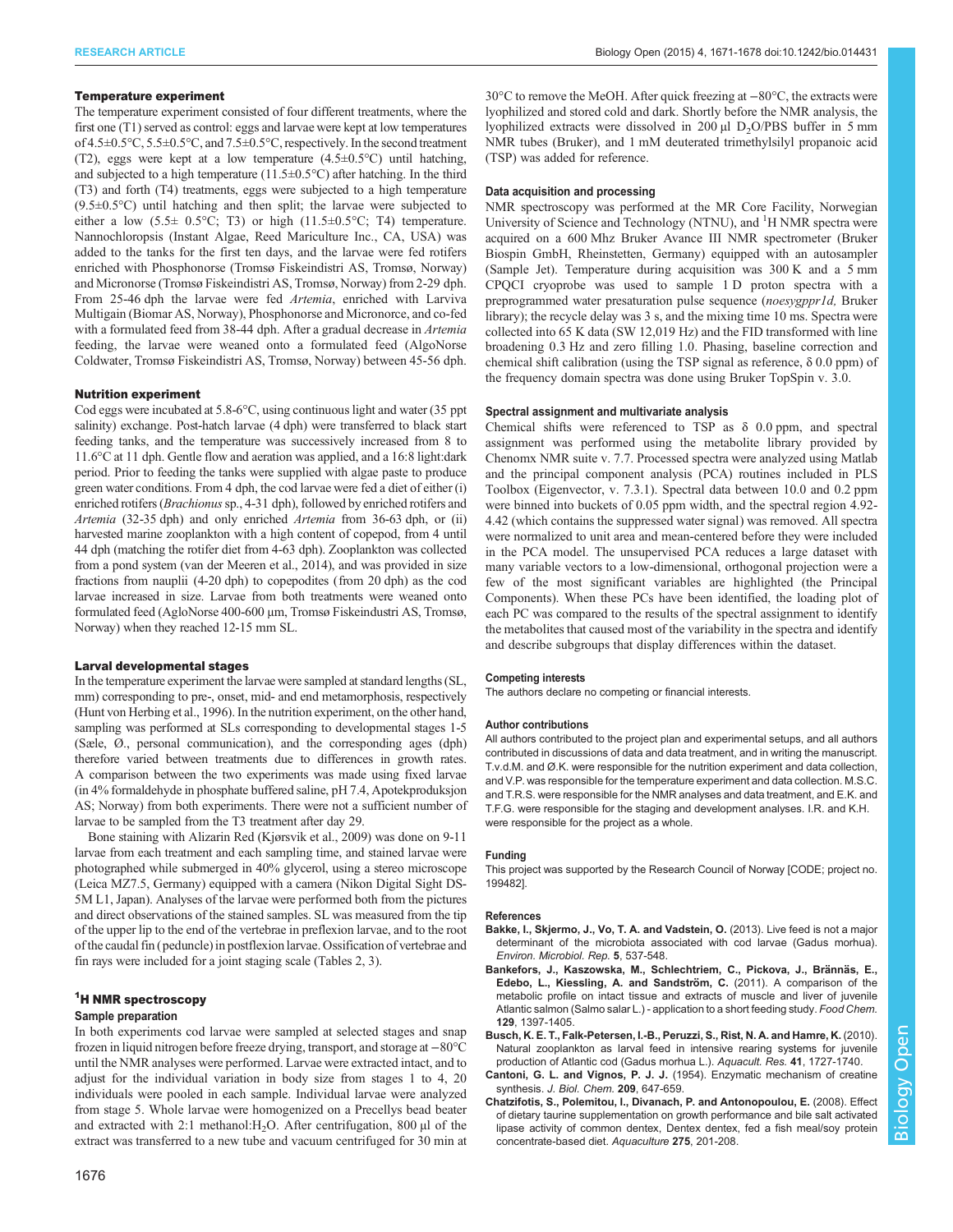### Temperature experiment

The temperature experiment consisted of four different treatments, where the first one (T1) served as control: eggs and larvae were kept at low temperatures of 4.5±0.5°C, 5.5±0.5°C, and 7.5±0.5°C, respectively. In the second treatment (T2), eggs were kept at a low temperature (4.5±0.5°C) until hatching, and subjected to a high temperature (11.5±0.5°C) after hatching. In the third (T3) and forth (T4) treatments, eggs were subjected to a high temperature (9.5±0.5°C) until hatching and then split; the larvae were subjected to either a low (5.5± 0.5°C; T3) or high (11.5±0.5°C; T4) temperature. Nannochloropsis (Instant Algae, Reed Mariculture Inc., CA, USA) was added to the tanks for the first ten days, and the larvae were fed rotifers enriched with Phosphonorse (Tromsø Fiskeindistri AS, Tromsø, Norway) and Micronorse (Tromsø Fiskeindistri AS, Tromsø, Norway) from 2-29 dph. From 25-46 dph the larvae were fed *Artemia*, enriched with Larviva Multigain (Biomar AS, Norway), Phosphonorse and Micronorce, and co-fed with a formulated feed from 38-44 dph. After a gradual decrease in *Artemia* feeding, the larvae were weaned onto a formulated feed (AlgoNorse Coldwater, Tromsø Fiskeindistri AS, Tromsø, Norway) between 45-56 dph.

### Nutrition experiment

Cod eggs were incubated at 5.8-6°C, using continuous light and water (35 ppt salinity) exchange. Post-hatch larvae (4 dph) were transferred to black start feeding tanks, and the temperature was successively increased from 8 to 11.6°C at 11 dph. Gentle flow and aeration was applied, and a 16:8 light:dark period. Prior to feeding the tanks were supplied with algae paste to produce green water conditions. From 4 dph, the cod larvae were fed a diet of either (i) enriched rotifers (*Brachionus* sp., 4-31 dph), followed by enriched rotifers and *Artemia* (32-35 dph) and only enriched *Artemia* from 36-63 dph, or (ii) harvested marine zooplankton with a high content of copepod, from 4 until 44 dph (matching the rotifer diet from 4-63 dph). Zooplankton was collected from a pond system (van der Meeren et al., 2014), and was provided in size fractions from nauplii (4-20 dph) to copepodites (from 20 dph) as the cod larvae increased in size. Larvae from both treatments were weaned onto formulated feed (AgloNorse 400-600 µm, Tromsø Fiskeindustri AS, Tromsø, Norway) when they reached 12-15 mm SL.

### Larval developmental stages

In the temperature experiment the larvae were sampled at standard lengths (SL, mm) corresponding to pre-, onset, mid- and end metamorphosis, respectively (Hunt von Herbing et al., 1996). In the nutrition experiment, on the other hand, sampling was performed at SLs corresponding to developmental stages 1-5 (Sæle, Ø., personal communication), and the corresponding ages (dph) therefore varied between treatments due to differences in growth rates. A comparison between the two experiments was made using fixed larvae (in 4% formaldehyde in phosphate buffered saline, pH 7.4, Apotekproduksjon AS; Norway) from both experiments. There were not a sufficient number of larvae to be sampled from the T3 treatment after day 29.

Bone staining with Alizarin Red (Kjørsvik et al., 2009) was done on 9-11 larvae from each treatment and each sampling time, and stained larvae were photographed while submerged in 40% glycerol, using a stereo microscope (Leica MZ7.5, Germany) equipped with a camera (Nikon Digital Sight DS-5M L1, Japan). Analyses of the larvae were performed both from the pictures and direct observations of the stained samples. SL was measured from the tip of the upper lip to the end of the vertebrae in preflexion larvae, and to the root of the caudal fin (peduncle) in postflexion larvae. Ossification of vertebrae and fin rays were included for a joint staging scale (Tables 2, 3).

## $^1$H NMR spectroscopy

### Sample preparation

In both experiments cod larvae were sampled at selected stages and snap frozen in liquid nitrogen before freeze drying, transport, and storage at −80°C until the NMR analyses were performed. Larvae were extracted intact, and to adjust for the individual variation in body size from stages 1 to 4, 20 individuals were pooled in each sample. Individual larvae were analyzed from stage 5. Whole larvae were homogenized on a Precellys bead beater and extracted with 2:1 methanol:$H_2O$. After centrifugation, 800 µl of the extract was transferred to a new tube and vacuum centrifuged for 30 min at 30°C to remove the MeOH. After quick freezing at −80°C, the extracts were lyophilized and stored cold and dark. Shortly before the NMR analysis, the lyophilized extracts were dissolved in 200 µl $D_2O$/PBS buffer in 5 mm NMR tubes (Bruker), and 1 mM deuterated trimethylsilyl propanoic acid (TSP) was added for reference.

### Data acquisition and processing

NMR spectroscopy was performed at the MR Core Facility, Norwegian University of Science and Technology (NTNU), and $^1$H NMR spectra were acquired on a 600 Mhz Bruker Avance III NMR spectrometer (Bruker Biospin GmbH, Rheinstetten, Germany) equipped with an autosampler (Sample Jet). Temperature during acquisition was 300 K and a 5 mm CPQCI cryoprobe was used to sample 1 D proton spectra with a preprogrammed water presaturation pulse sequence (*noesygppr1d,* Bruker library); the recycle delay was 3 s, and the mixing time 10 ms. Spectra were collected into 65 K data (SW 12,019 Hz) and the FID transformed with line broadening 0.3 Hz and zero filling 1.0. Phasing, baseline correction and chemical shift calibration (using the TSP signal as reference, δ 0.0 ppm) of the frequency domain spectra was done using Bruker TopSpin v. 3.0.

### Spectral assignment and multivariate analysis

Chemical shifts were referenced to TSP as δ 0.0 ppm, and spectral assignment was performed using the metabolite library provided by Chenomx NMR suite v. 7.7. Processed spectra were analyzed using Matlab and the principal component analysis (PCA) routines included in PLS Toolbox (Eigenvector, v. 7.3.1). Spectral data between 10.0 and 0.2 ppm were binned into buckets of 0.05 ppm width, and the spectral region 4.92-4.42 (which contains the suppressed water signal) was removed. All spectra were normalized to unit area and mean-centered before they were included in the PCA model. The unsupervised PCA reduces a large dataset with many variable vectors to a low-dimensional, orthogonal projection were a few of the most significant variables are highlighted (the Principal Components). When these PCs have been identified, the loading plot of each PC was compared to the results of the spectral assignment to identify the metabolites that caused most of the variability in the spectra and identify and describe subgroups that display differences within the dataset.

#### Competing interests

The authors declare no competing or financial interests.

#### Author contributions

All authors contributed to the project plan and experimental setups, and all authors contributed in discussions of data and data treatment, and in writing the manuscript. T.v.d.M. and Ø.K. were responsible for the nutrition experiment and data collection, and V.P. was responsible for the temperature experiment and data collection. M.S.C. and T.R.S. were responsible for the NMR analyses and data treatment, and E.K. and T.F.G. were responsible for the staging and development analyses. I.R. and K.H. were responsible for the project as a whole.

#### Funding

This project was supported by the Research Council of Norway [CODE; project no. 199482].

#### References

**Bakke, I., Skjermo, J., Vo, T. A. and Vadstein, O.** (2013). Live feed is not a major determinant of the microbiota associated with cod larvae (Gadus morhua). *Environ. Microbiol. Rep.* **5**, 537-548.

**Bankefors, J., Kaszowska, M., Schlechtriem, C., Pickova, J., Brännäs, E., Edebo, L., Kiessling, A. and Sandström, C.** (2011). A comparison of the metabolic profile on intact tissue and extracts of muscle and liver of juvenile Atlantic salmon (Salmo salar L.) - application to a short feeding study. *Food Chem.* **129**, 1397-1405.

**Busch, K. E. T., Falk-Petersen, I.-B., Peruzzi, S., Rist, N. A. and Hamre, K.** (2010). Natural zooplankton as larval feed in intensive rearing systems for juvenile production of Atlantic cod (Gadus morhua L.). *Aquacult. Res.* **41**, 1727-1740.

**Cantoni, G. L. and Vignos, P. J. J.** (1954). Enzymatic mechanism of creatine synthesis. *J. Biol. Chem.* **209**, 647-659.

**Chatzifotis, S., Polemitou, I., Divanach, P. and Antonopoulou, E.** (2008). Effect of dietary taurine supplementation on growth performance and bile salt activated lipase activity of common dentex, Dentex dentex, fed a fish meal/soy protein concentrate-based diet. *Aquaculture* **275**, 201-208.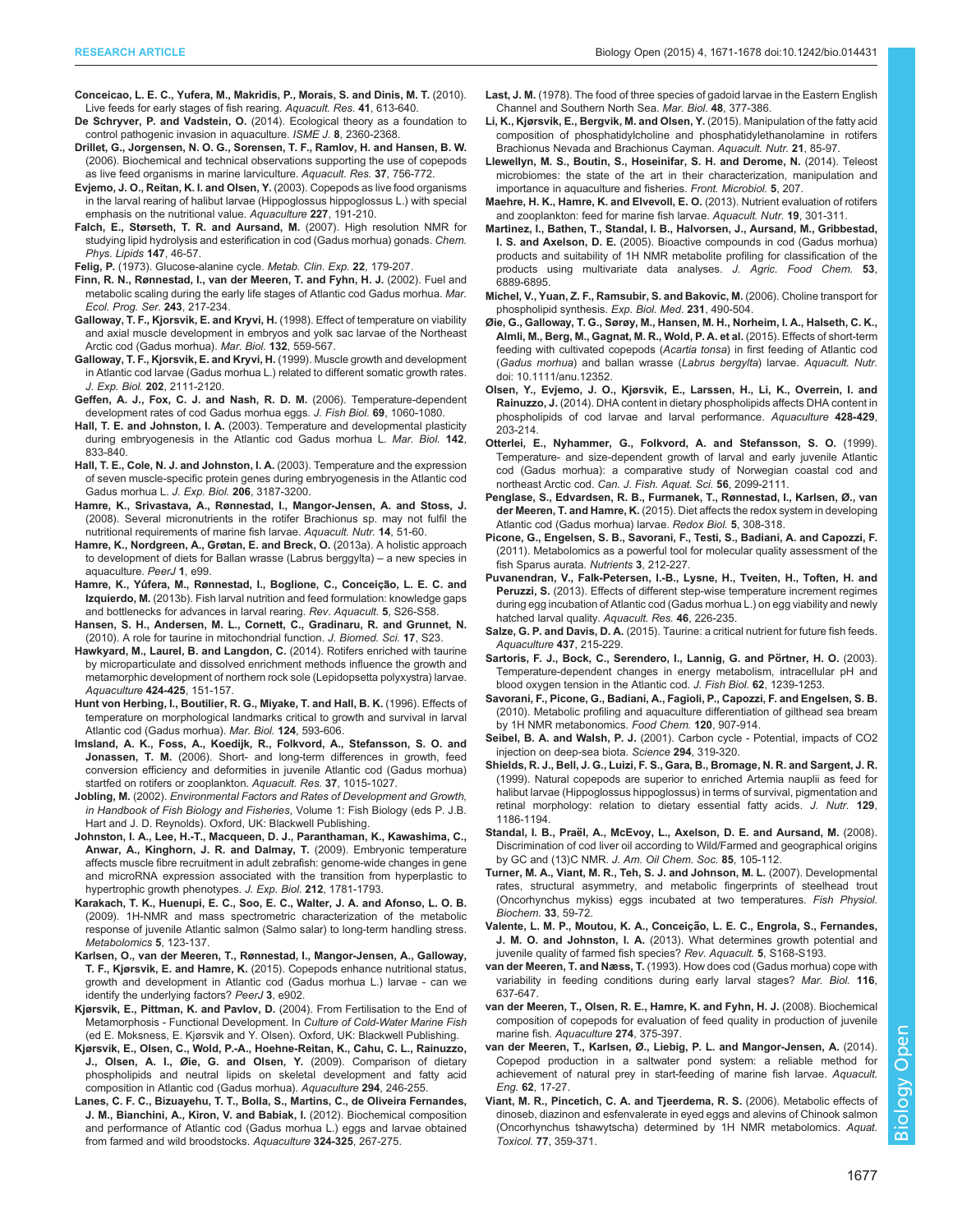**Conceicao, L. E. C., Yufera, M., Makridis, P., Morais, S. and Dinis, M. T.** (2010). Live feeds for early stages of fish rearing. *Aquacult. Res.* **41**, 613-640.

**De Schryver, P. and Vadstein, O.** (2014). Ecological theory as a foundation to control pathogenic invasion in aquaculture. *ISME J.* **8**, 2360-2368.

**Drillet, G., Jorgensen, N. O. G., Sorensen, T. F., Ramlov, H. and Hansen, B. W.** (2006). Biochemical and technical observations supporting the use of copepods as live feed organisms in marine larviculture. *Aquacult. Res.* **37**, 756-772.

**Evjemo, J. O., Reitan, K. I. and Olsen, Y.** (2003). Copepods as live food organisms in the larval rearing of halibut larvae (Hippoglossus hippoglossus L.) with special emphasis on the nutritional value. *Aquaculture* **227**, 191-210.

**Falch, E., Størseth, T. R. and Aursand, M.** (2007). High resolution NMR for studying lipid hydrolysis and esterification in cod (Gadus morhua) gonads. *Chem. Phys. Lipids* **147**, 46-57.

**Felig, P.** (1973). Glucose-alanine cycle. *Metab. Clin. Exp.* **22**, 179-207.

**Finn, R. N., Rønnestad, I., van der Meeren, T. and Fyhn, H. J.** (2002). Fuel and metabolic scaling during the early life stages of Atlantic cod Gadus morhua. *Mar. Ecol. Prog. Ser.* **243**, 217-234.

**Galloway, T. F., Kjorsvik, E. and Kryvi, H.** (1998). Effect of temperature on viability and axial muscle development in embryos and yolk sac larvae of the Northeast Arctic cod (Gadus morhua). *Mar. Biol.* **132**, 559-567.

**Galloway, T. F., Kjorsvik, E. and Kryvi, H.** (1999). Muscle growth and development in Atlantic cod larvae (Gadus morhua L.) related to different somatic growth rates. *J. Exp. Biol.* **202**, 2111-2120.

**Geffen, A. J., Fox, C. J. and Nash, R. D. M.** (2006). Temperature-dependent development rates of cod Gadus morhua eggs. *J. Fish Biol.* **69**, 1060-1080.

**Hall, T. E. and Johnston, I. A.** (2003). Temperature and developmental plasticity during embryogenesis in the Atlantic cod Gadus morhua L. *Mar. Biol.* **142**, 833-840.

**Hall, T. E., Cole, N. J. and Johnston, I. A.** (2003). Temperature and the expression of seven muscle-specific protein genes during embryogenesis in the Atlantic cod Gadus morhua L. *J. Exp. Biol.* **206**, 3187-3200.

**Hamre, K., Srivastava, A., Rønnestad, I., Mangor-Jensen, A. and Stoss, J.** (2008). Several micronutrients in the rotifer Brachionus sp. may not fulfil the nutritional requirements of marine fish larvae. *Aquacult. Nutr.* **14**, 51-60.

**Hamre, K., Nordgreen, A., Grøtan, E. and Breck, O.** (2013a). A holistic approach to development of diets for Ballan wrasse (Labrus berggylta) – a new species in aquaculture. *PeerJ* **1**, e99.

**Hamre, K., Yúfera, M., Rønnestad, I., Boglione, C., Conceição, L. E. C. and Izquierdo, M.** (2013b). Fish larval nutrition and feed formulation: knowledge gaps and bottlenecks for advances in larval rearing. *Rev. Aquacult.* **5**, S26-S58.

**Hansen, S. H., Andersen, M. L., Cornett, C., Gradinaru, R. and Grunnet, N.** (2010). A role for taurine in mitochondrial function. *J. Biomed. Sci.* **17**, S23.

**Hawkyard, M., Laurel, B. and Langdon, C.** (2014). Rotifers enriched with taurine by microparticulate and dissolved enrichment methods influence the growth and metamorphic development of northern rock sole (Lepidopsetta polyxystra) larvae. *Aquaculture* **424-425**, 151-157.

**Hunt von Herbing, I., Boutilier, R. G., Miyake, T. and Hall, B. K.** (1996). Effects of temperature on morphological landmarks critical to growth and survival in larval Atlantic cod (Gadus morhua). *Mar. Biol.* **124**, 593-606.

**Imsland, A. K., Foss, A., Koedijk, R., Folkvord, A., Stefansson, S. O. and Jonassen, T. M.** (2006). Short- and long-term differences in growth, feed conversion efficiency and deformities in juvenile Atlantic cod (Gadus morhua) startfed on rotifers or zooplankton. *Aquacult. Res.* **37**, 1015-1027.

**Jobling, M.** (2002). *Environmental Factors and Rates of Development and Growth, in Handbook of Fish Biology and Fisheries*, Volume 1: Fish Biology (eds P. J.B. Hart and J. D. Reynolds). Oxford, UK: Blackwell Publishing.

**Johnston, I. A., Lee, H.-T., Macqueen, D. J., Paranthaman, K., Kawashima, C., Anwar, A., Kinghorn, J. R. and Dalmay, T.** (2009). Embryonic temperature affects muscle fibre recruitment in adult zebrafish: genome-wide changes in gene and microRNA expression associated with the transition from hyperplastic to hypertrophic growth phenotypes. *J. Exp. Biol.* **212**, 1781-1793.

**Karakach, T. K., Huenupi, E. C., Soo, E. C., Walter, J. A. and Afonso, L. O. B.** (2009). 1H-NMR and mass spectrometric characterization of the metabolic response of juvenile Atlantic salmon (Salmo salar) to long-term handling stress. *Metabolomics* **5**, 123-137.

**Karlsen, O., van der Meeren, T., Rønnestad, I., Mangor-Jensen, A., Galloway, T. F., Kjørsvik, E. and Hamre, K.** (2015). Copepods enhance nutritional status, growth and development in Atlantic cod (Gadus morhua L.) larvae - can we identify the underlying factors? *PeerJ* **3**, e902.

**Kjørsvik, E., Pittman, K. and Pavlov, D.** (2004). From Fertilisation to the End of Metamorphosis - Functional Development. In *Culture of Cold-Water Marine Fish* (ed E. Moksness, E. Kjørsvik and Y. Olsen). Oxford, UK: Blackwell Publishing.

**Kjørsvik, E., Olsen, C., Wold, P.-A., Hoehne-Reitan, K., Cahu, C. L., Rainuzzo, J., Olsen, A. I., Øie, G. and Olsen, Y.** (2009). Comparison of dietary phospholipids and neutral lipids on skeletal development and fatty acid composition in Atlantic cod (Gadus morhua). *Aquaculture* **294**, 246-255.

**Lanes, C. F. C., Bizuayehu, T. T., Bolla, S., Martins, C., de Oliveira Fernandes, J. M., Bianchini, A., Kiron, V. and Babiak, I.** (2012). Biochemical composition and performance of Atlantic cod (Gadus morhua L.) eggs and larvae obtained from farmed and wild broodstocks. *Aquaculture* **324-325**, 267-275.

**Last, J. M.** (1978). The food of three species of gadoid larvae in the Eastern English Channel and Southern North Sea. *Mar. Biol.* **48**, 377-386.

**Li, K., Kjørsvik, E., Bergvik, M. and Olsen, Y.** (2015). Manipulation of the fatty acid composition of phosphatidylcholine and phosphatidylethanolamine in rotifers Brachionus Nevada and Brachionus Cayman. *Aquacult. Nutr.* **21**, 85-97.

**Llewellyn, M. S., Boutin, S., Hoseinifar, S. H. and Derome, N.** (2014). Teleost microbiomes: the state of the art in their characterization, manipulation and importance in aquaculture and fisheries. *Front. Microbiol.* **5**, 207.

**Maehre, H. K., Hamre, K. and Elvevoll, E. O.** (2013). Nutrient evaluation of rotifers and zooplankton: feed for marine fish larvae. *Aquacult. Nutr.* **19**, 301-311.

**Martinez, I., Bathen, T., Standal, I. B., Halvorsen, J., Aursand, M., Gribbestad, I. S. and Axelson, D. E.** (2005). Bioactive compounds in cod (Gadus morhua) products and suitability of 1H NMR metabolite profiling for classification of the products using multivariate data analyses. *J. Agric. Food Chem.* **53**, 6889-6895.

**Michel, V., Yuan, Z. F., Ramsubir, S. and Bakovic, M.** (2006). Choline transport for phospholipid synthesis. *Exp. Biol. Med.* **231**, 490-504.

**Øie, G., Galloway, T. G., Sørøy, M., Hansen, M. H., Norheim, I. A., Halseth, C. K., Almli, M., Berg, M., Gagnat, M. R., Wold, P. A. et al.** (2015). Effects of short-term feeding with cultivated copepods (*Acartia tonsa*) in first feeding of Atlantic cod (*Gadus morhua*) and ballan wrasse (*Labrus bergylta*) larvae. *Aquacult. Nutr.* doi: 10.1111/anu.12352.

**Olsen, Y., Evjemo, J. O., Kjørsvik, E., Larssen, H., Li, K., Overrein, I. and Rainuzzo, J.** (2014). DHA content in dietary phospholipids affects DHA content in phospholipids of cod larvae and larval performance. *Aquaculture* **428-429**, 203-214.

**Otterlei, E., Nyhammer, G., Folkvord, A. and Stefansson, S. O.** (1999). Temperature- and size-dependent growth of larval and early juvenile Atlantic cod (Gadus morhua): a comparative study of Norwegian coastal cod and northeast Arctic cod. *Can. J. Fish. Aquat. Sci.* **56**, 2099-2111.

**Penglase, S., Edvardsen, R. B., Furmanek, T., Rønnestad, I., Karlsen, Ø., van der Meeren, T. and Hamre, K.** (2015). Diet affects the redox system in developing Atlantic cod (Gadus morhua) larvae. *Redox Biol.* **5**, 308-318.

**Picone, G., Engelsen, S. B., Savorani, F., Testi, S., Badiani, A. and Capozzi, F.** (2011). Metabolomics as a powerful tool for molecular quality assessment of the fish Sparus aurata. *Nutrients* **3**, 212-227.

**Puvanendran, V., Falk-Petersen, I.-B., Lysne, H., Tveiten, H., Toften, H. and Peruzzi, S.** (2013). Effects of different step-wise temperature increment regimes during egg incubation of Atlantic cod (Gadus morhua L.) on egg viability and newly hatched larval quality. *Aquacult. Res.* **46**, 226-235.

**Salze, G. P. and Davis, D. A.** (2015). Taurine: a critical nutrient for future fish feeds. *Aquaculture* **437**, 215-229.

**Sartoris, F. J., Bock, C., Serendero, I., Lannig, G. and Pörtner, H. O.** (2003). Temperature-dependent changes in energy metabolism, intracellular pH and blood oxygen tension in the Atlantic cod. *J. Fish Biol.* **62**, 1239-1253.

**Savorani, F., Picone, G., Badiani, A., Fagioli, P., Capozzi, F. and Engelsen, S. B.** (2010). Metabolic profiling and aquaculture differentiation of gilthead sea bream by 1H NMR metabonomics. *Food Chem.* **120**, 907-914.

**Seibel, B. A. and Walsh, P. J.** (2001). Carbon cycle - Potential, impacts of CO2 injection on deep-sea biota. *Science* **294**, 319-320.

**Shields, R. J., Bell, J. G., Luizi, F. S., Gara, B., Bromage, N. R. and Sargent, J. R.** (1999). Natural copepods are superior to enriched Artemia nauplii as feed for halibut larvae (Hippoglossus hippoglossus) in terms of survival, pigmentation and retinal morphology: relation to dietary essential fatty acids. *J. Nutr.* **129**, 1186-1194.

**Standal, I. B., Praël, A., McEvoy, L., Axelson, D. E. and Aursand, M.** (2008). Discrimination of cod liver oil according to Wild/Farmed and geographical origins by GC and (13)C NMR. *J. Am. Oil Chem. Soc.* **85**, 105-112.

**Turner, M. A., Viant, M. R., Teh, S. J. and Johnson, M. L.** (2007). Developmental rates, structural asymmetry, and metabolic fingerprints of steelhead trout (Oncorhynchus mykiss) eggs incubated at two temperatures. *Fish Physiol. Biochem.* **33**, 59-72.

**Valente, L. M. P., Moutou, K. A., Conceição, L. E. C., Engrola, S., Fernandes, J. M. O. and Johnston, I. A.** (2013). What determines growth potential and juvenile quality of farmed fish species? *Rev. Aquacult.* **5**, S168-S193.

**van der Meeren, T. and Næss, T.** (1993). How does cod (Gadus morhua) cope with variability in feeding conditions during early larval stages? *Mar. Biol.* **116**, 637-647.

**van der Meeren, T., Olsen, R. E., Hamre, K. and Fyhn, H. J.** (2008). Biochemical composition of copepods for evaluation of feed quality in production of juvenile marine fish. *Aquaculture* **274**, 375-397.

**van der Meeren, T., Karlsen, Ø., Liebig, P. L. and Mangor-Jensen, A.** (2014). Copepod production in a saltwater pond system: a reliable method for achievement of natural prey in start-feeding of marine fish larvae. *Aquacult. Eng.* **62**, 17-27.

**Viant, M. R., Pincetich, C. A. and Tjeerdema, R. S.** (2006). Metabolic effects of dinoseb, diazinon and esfenvalerate in eyed eggs and alevins of Chinook salmon (Oncorhynchus tshawytscha) determined by 1H NMR metabolomics. *Aquat. Toxicol.* **77**, 359-371.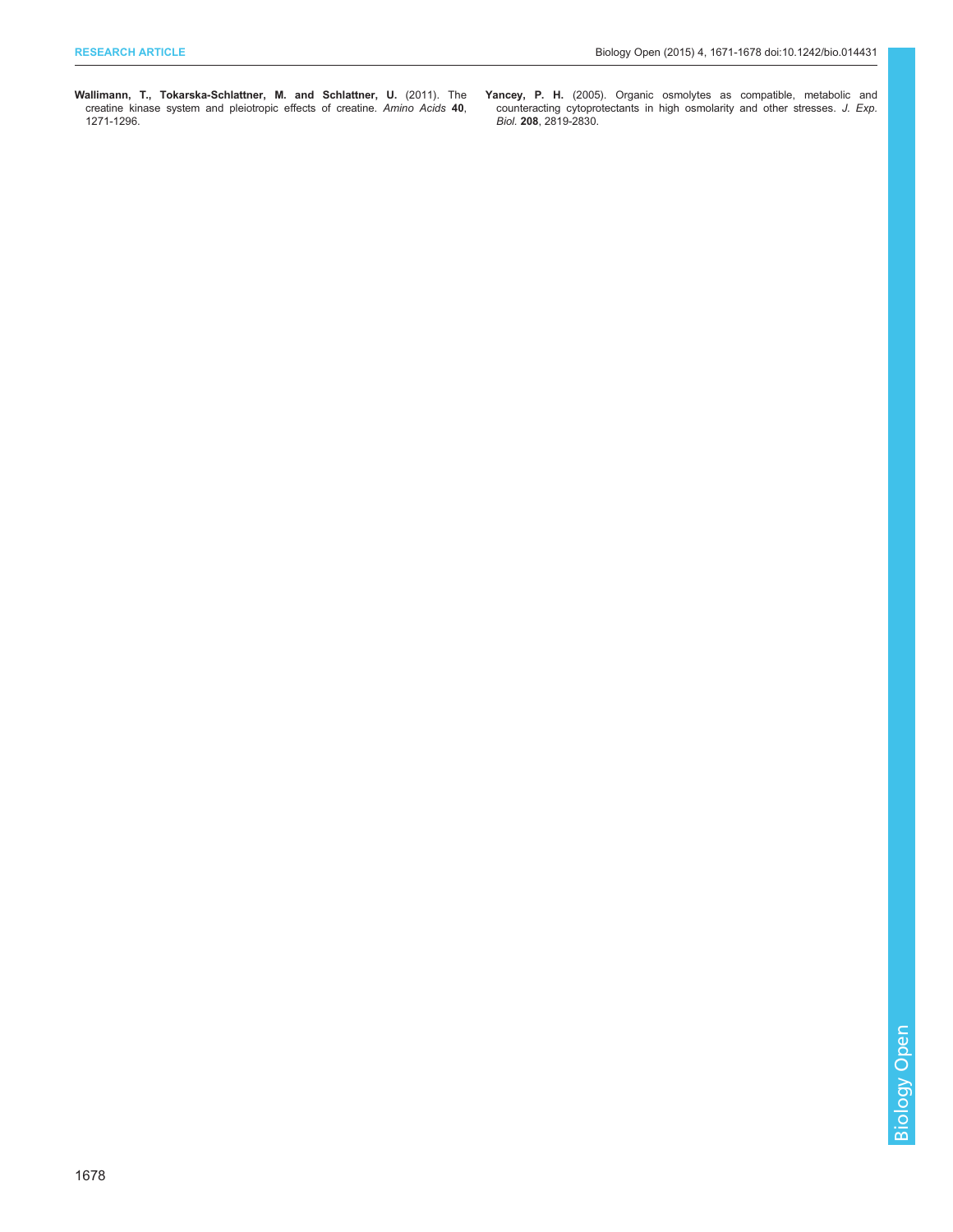**Wallimann, T., Tokarska-Schlattner, M. and Schlattner, U.** (2011). The creatine kinase system and pleiotropic effects of creatine. *Amino Acids* **40**, 1271-1296.

**Yancey, P. H.** (2005). Organic osmolytes as compatible, metabolic and counteracting cytoprotectants in high osmolarity and other stresses. *J. Exp. Biol.* **208**, 2819-2830.